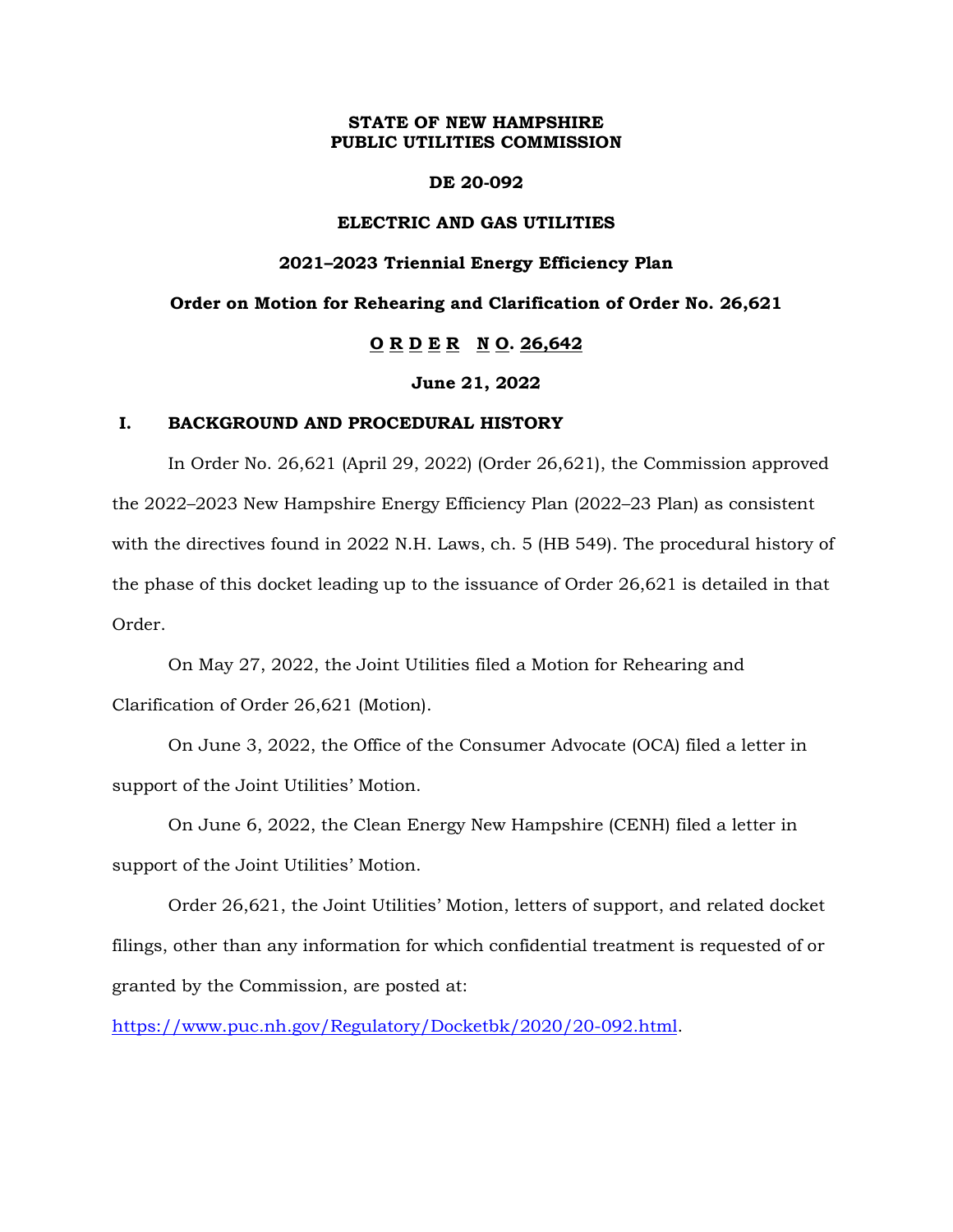**STATE OF NEW HAMPSHIRE**
**PUBLIC UTILITIES COMMISSION**

**DE 20-092**

**ELECTRIC AND GAS UTILITIES**

**2021–2023 Triennial Energy Efficiency Plan**

**Order on Motion for Rehearing and Clarification of Order No. 26,621**

**O R D E R N O. 26,642**

**June 21, 2022**

## I. BACKGROUND AND PROCEDURAL HISTORY

In Order No. 26,621 (April 29, 2022) (Order 26,621), the Commission approved the 2022–2023 New Hampshire Energy Efficiency Plan (2022–23 Plan) as consistent with the directives found in 2022 N.H. Laws, ch. 5 (HB 549). The procedural history of the phase of this docket leading up to the issuance of Order 26,621 is detailed in that Order.

On May 27, 2022, the Joint Utilities filed a Motion for Rehearing and Clarification of Order 26,621 (Motion).

On June 3, 2022, the Office of the Consumer Advocate (OCA) filed a letter in support of the Joint Utilities' Motion.

On June 6, 2022, the Clean Energy New Hampshire (CENH) filed a letter in support of the Joint Utilities' Motion.

Order 26,621, the Joint Utilities' Motion, letters of support, and related docket filings, other than any information for which confidential treatment is requested of or granted by the Commission, are posted at:

https://www.puc.nh.gov/Regulatory/Docketbk/2020/20-092.html.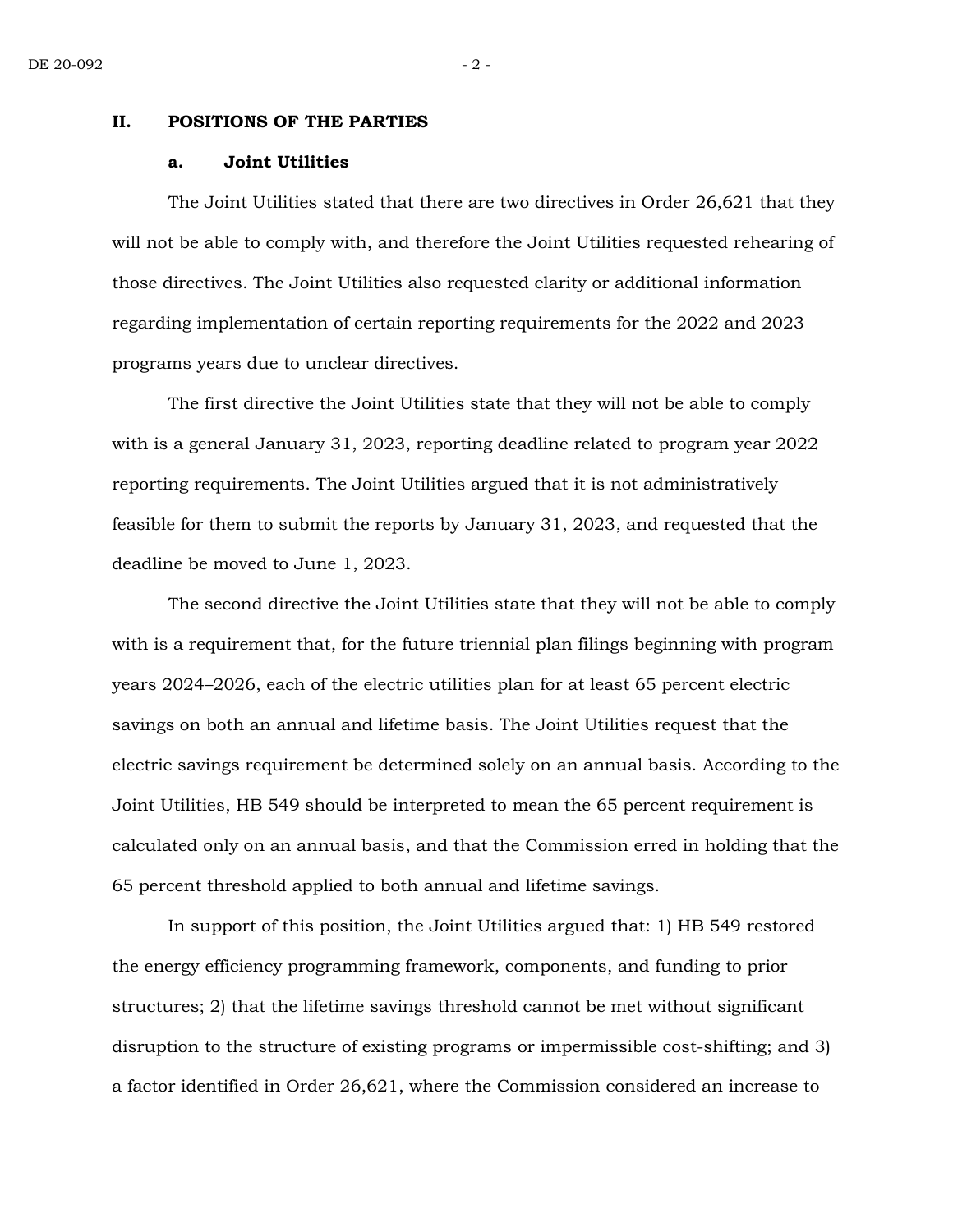## II. POSITIONS OF THE PARTIES

### a. Joint Utilities

The Joint Utilities stated that there are two directives in Order 26,621 that they will not be able to comply with, and therefore the Joint Utilities requested rehearing of those directives. The Joint Utilities also requested clarity or additional information regarding implementation of certain reporting requirements for the 2022 and 2023 programs years due to unclear directives.

The first directive the Joint Utilities state that they will not be able to comply with is a general January 31, 2023, reporting deadline related to program year 2022 reporting requirements. The Joint Utilities argued that it is not administratively feasible for them to submit the reports by January 31, 2023, and requested that the deadline be moved to June 1, 2023.

The second directive the Joint Utilities state that they will not be able to comply with is a requirement that, for the future triennial plan filings beginning with program years 2024–2026, each of the electric utilities plan for at least 65 percent electric savings on both an annual and lifetime basis. The Joint Utilities request that the electric savings requirement be determined solely on an annual basis. According to the Joint Utilities, HB 549 should be interpreted to mean the 65 percent requirement is calculated only on an annual basis, and that the Commission erred in holding that the 65 percent threshold applied to both annual and lifetime savings.

In support of this position, the Joint Utilities argued that: 1) HB 549 restored the energy efficiency programming framework, components, and funding to prior structures; 2) that the lifetime savings threshold cannot be met without significant disruption to the structure of existing programs or impermissible cost-shifting; and 3) a factor identified in Order 26,621, where the Commission considered an increase to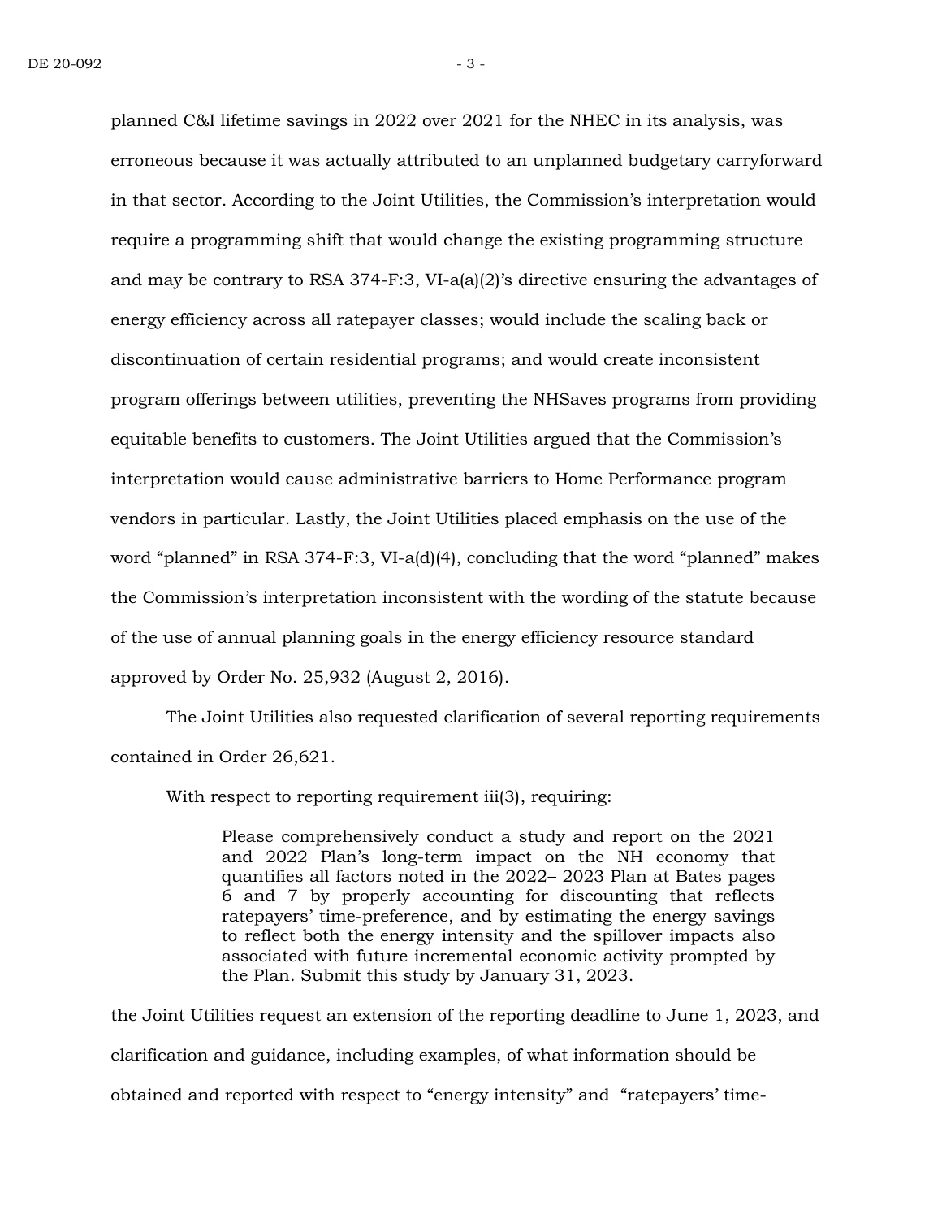planned C&I lifetime savings in 2022 over 2021 for the NHEC in its analysis, was erroneous because it was actually attributed to an unplanned budgetary carryforward in that sector. According to the Joint Utilities, the Commission's interpretation would require a programming shift that would change the existing programming structure and may be contrary to RSA 374-F:3, VI-a(a)(2)'s directive ensuring the advantages of energy efficiency across all ratepayer classes; would include the scaling back or discontinuation of certain residential programs; and would create inconsistent program offerings between utilities, preventing the NHSaves programs from providing equitable benefits to customers. The Joint Utilities argued that the Commission's interpretation would cause administrative barriers to Home Performance program vendors in particular. Lastly, the Joint Utilities placed emphasis on the use of the word "planned" in RSA 374-F:3, VI-a(d)(4), concluding that the word "planned" makes the Commission's interpretation inconsistent with the wording of the statute because of the use of annual planning goals in the energy efficiency resource standard approved by Order No. 25,932 (August 2, 2016).

The Joint Utilities also requested clarification of several reporting requirements contained in Order 26,621.

With respect to reporting requirement iii(3), requiring:

> Please comprehensively conduct a study and report on the 2021 and 2022 Plan's long-term impact on the NH economy that quantifies all factors noted in the 2022– 2023 Plan at Bates pages 6 and 7 by properly accounting for discounting that reflects ratepayers' time-preference, and by estimating the energy savings to reflect both the energy intensity and the spillover impacts also associated with future incremental economic activity prompted by the Plan. Submit this study by January 31, 2023.

the Joint Utilities request an extension of the reporting deadline to June 1, 2023, and clarification and guidance, including examples, of what information should be obtained and reported with respect to "energy intensity" and "ratepayers' time-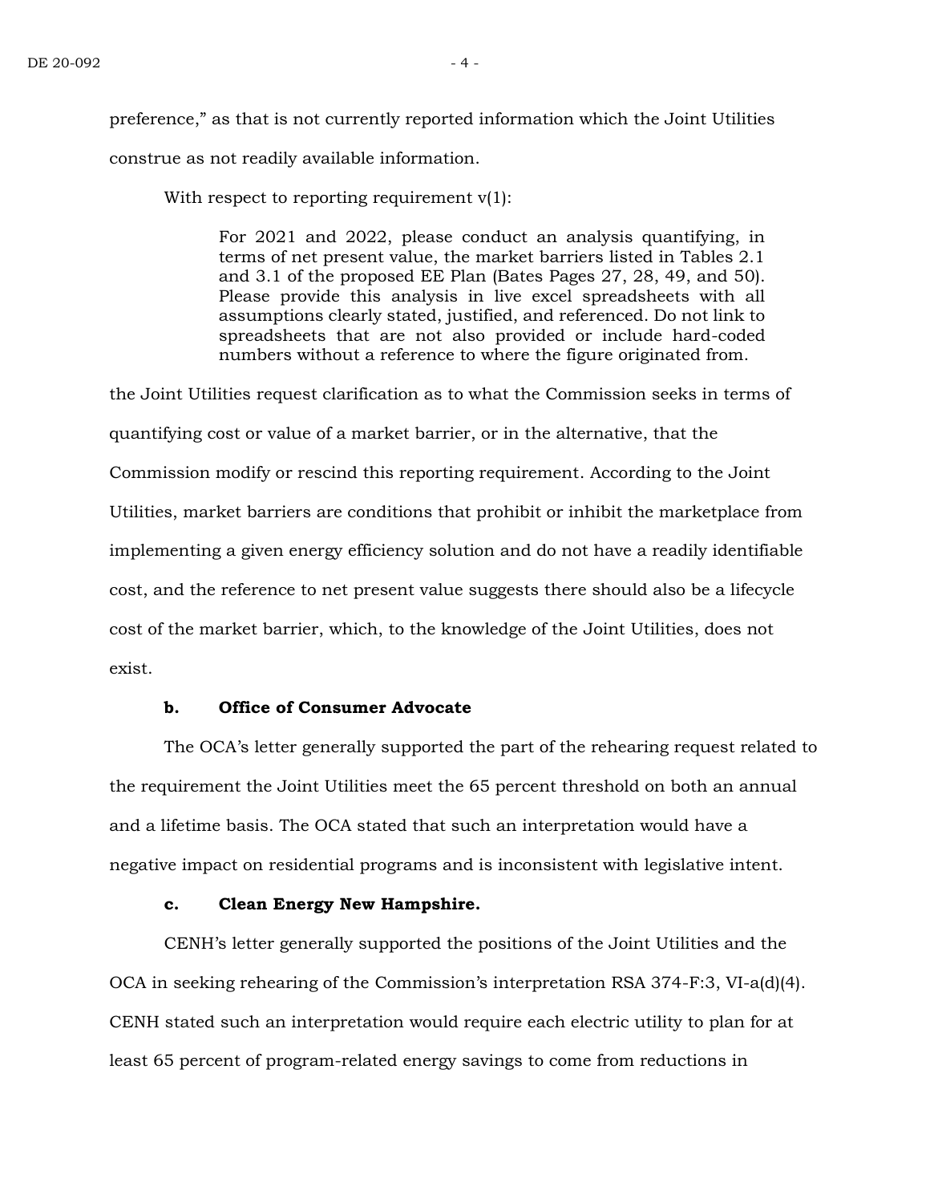preference," as that is not currently reported information which the Joint Utilities construe as not readily available information.

With respect to reporting requirement v(1):

> For 2021 and 2022, please conduct an analysis quantifying, in terms of net present value, the market barriers listed in Tables 2.1 and 3.1 of the proposed EE Plan (Bates Pages 27, 28, 49, and 50). Please provide this analysis in live excel spreadsheets with all assumptions clearly stated, justified, and referenced. Do not link to spreadsheets that are not also provided or include hard-coded numbers without a reference to where the figure originated from.

the Joint Utilities request clarification as to what the Commission seeks in terms of quantifying cost or value of a market barrier, or in the alternative, that the Commission modify or rescind this reporting requirement. According to the Joint Utilities, market barriers are conditions that prohibit or inhibit the marketplace from implementing a given energy efficiency solution and do not have a readily identifiable cost, and the reference to net present value suggests there should also be a lifecycle cost of the market barrier, which, to the knowledge of the Joint Utilities, does not exist.

**b. Office of Consumer Advocate**

The OCA's letter generally supported the part of the rehearing request related to the requirement the Joint Utilities meet the 65 percent threshold on both an annual and a lifetime basis. The OCA stated that such an interpretation would have a negative impact on residential programs and is inconsistent with legislative intent.

**c. Clean Energy New Hampshire.**

CENH's letter generally supported the positions of the Joint Utilities and the OCA in seeking rehearing of the Commission's interpretation RSA 374-F:3, VI-a(d)(4). CENH stated such an interpretation would require each electric utility to plan for at least 65 percent of program-related energy savings to come from reductions in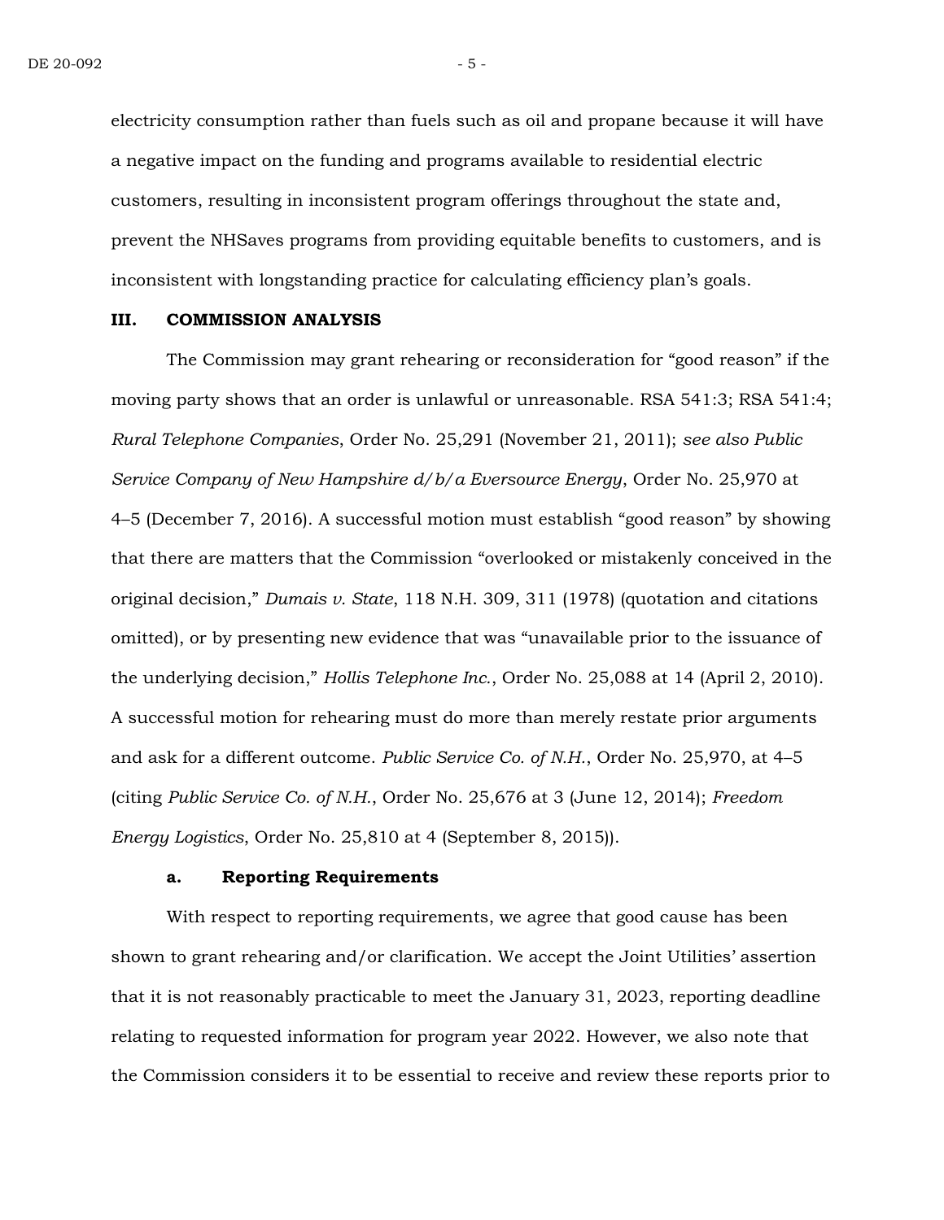electricity consumption rather than fuels such as oil and propane because it will have a negative impact on the funding and programs available to residential electric customers, resulting in inconsistent program offerings throughout the state and, prevent the NHSaves programs from providing equitable benefits to customers, and is inconsistent with longstanding practice for calculating efficiency plan's goals.

## III. COMMISSION ANALYSIS

The Commission may grant rehearing or reconsideration for "good reason" if the moving party shows that an order is unlawful or unreasonable. RSA 541:3; RSA 541:4; *Rural Telephone Companies*, Order No. 25,291 (November 21, 2011); *see also Public Service Company of New Hampshire d/b/a Eversource Energy*, Order No. 25,970 at 4–5 (December 7, 2016). A successful motion must establish "good reason" by showing that there are matters that the Commission "overlooked or mistakenly conceived in the original decision," *Dumais v. State*, 118 N.H. 309, 311 (1978) (quotation and citations omitted), or by presenting new evidence that was "unavailable prior to the issuance of the underlying decision," *Hollis Telephone Inc.*, Order No. 25,088 at 14 (April 2, 2010). A successful motion for rehearing must do more than merely restate prior arguments and ask for a different outcome. *Public Service Co. of N.H.*, Order No. 25,970, at 4–5 (citing *Public Service Co. of N.H.*, Order No. 25,676 at 3 (June 12, 2014); *Freedom Energy Logistics*, Order No. 25,810 at 4 (September 8, 2015)).

### a. Reporting Requirements

With respect to reporting requirements, we agree that good cause has been shown to grant rehearing and/or clarification. We accept the Joint Utilities' assertion that it is not reasonably practicable to meet the January 31, 2023, reporting deadline relating to requested information for program year 2022. However, we also note that the Commission considers it to be essential to receive and review these reports prior to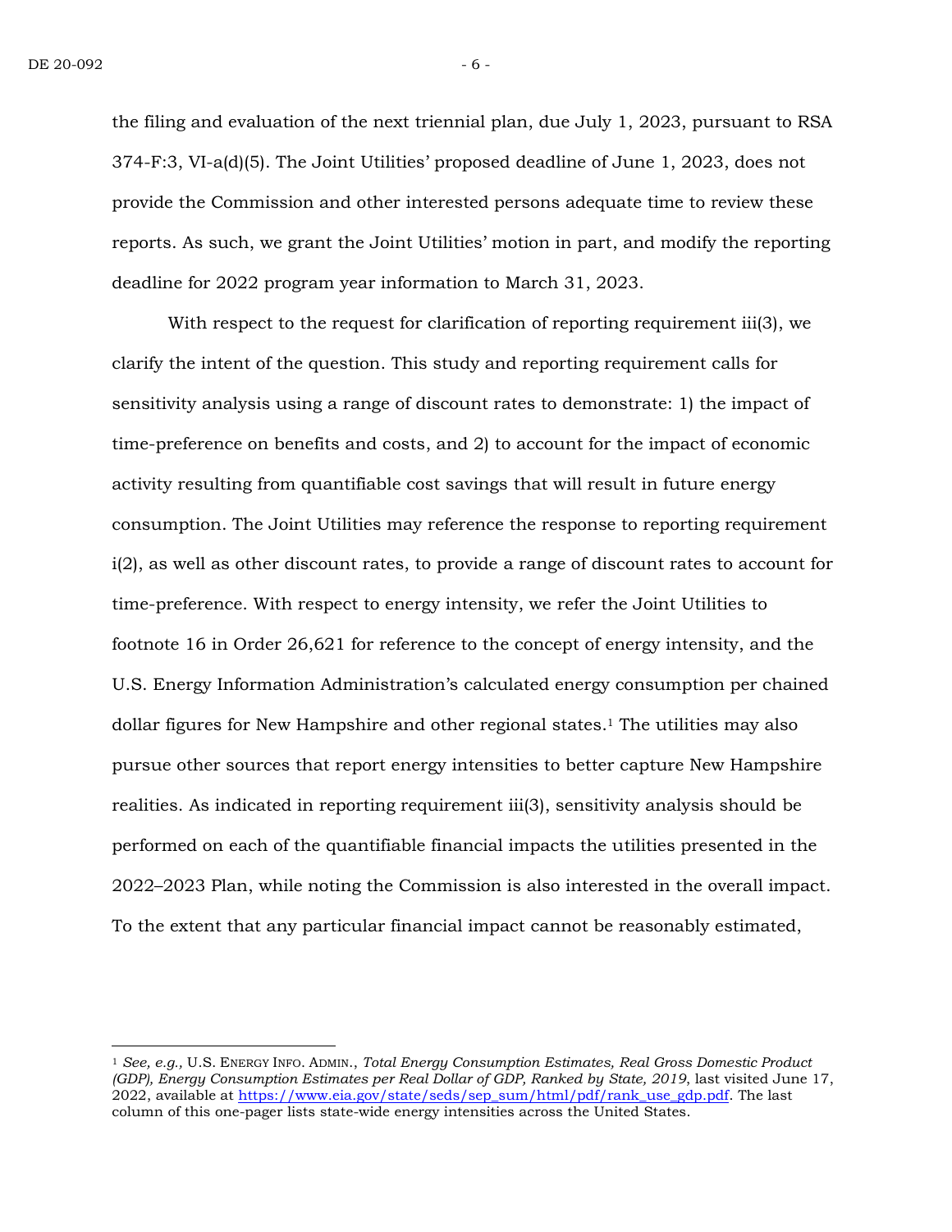the filing and evaluation of the next triennial plan, due July 1, 2023, pursuant to RSA 374-F:3, VI-a(d)(5). The Joint Utilities' proposed deadline of June 1, 2023, does not provide the Commission and other interested persons adequate time to review these reports. As such, we grant the Joint Utilities' motion in part, and modify the reporting deadline for 2022 program year information to March 31, 2023.

With respect to the request for clarification of reporting requirement iii(3), we clarify the intent of the question. This study and reporting requirement calls for sensitivity analysis using a range of discount rates to demonstrate: 1) the impact of time-preference on benefits and costs, and 2) to account for the impact of economic activity resulting from quantifiable cost savings that will result in future energy consumption. The Joint Utilities may reference the response to reporting requirement i(2), as well as other discount rates, to provide a range of discount rates to account for time-preference. With respect to energy intensity, we refer the Joint Utilities to footnote 16 in Order 26,621 for reference to the concept of energy intensity, and the U.S. Energy Information Administration's calculated energy consumption per chained dollar figures for New Hampshire and other regional states.[1] The utilities may also pursue other sources that report energy intensities to better capture New Hampshire realities. As indicated in reporting requirement iii(3), sensitivity analysis should be performed on each of the quantifiable financial impacts the utilities presented in the 2022–2023 Plan, while noting the Commission is also interested in the overall impact. To the extent that any particular financial impact cannot be reasonably estimated,

---

[1] *See, e.g.,* U.S. ENERGY INFO. ADMIN., *Total Energy Consumption Estimates, Real Gross Domestic Product (GDP), Energy Consumption Estimates per Real Dollar of GDP, Ranked by State, 2019*, last visited June 17, 2022, available at https://www.eia.gov/state/seds/sep_sum/html/pdf/rank_use_gdp.pdf. The last column of this one-pager lists state-wide energy intensities across the United States.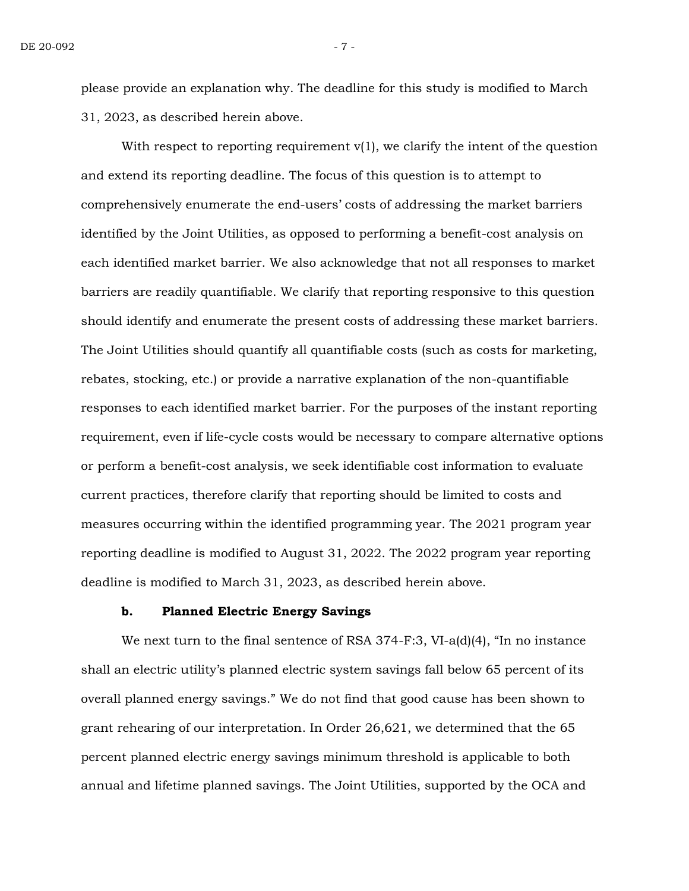please provide an explanation why. The deadline for this study is modified to March 31, 2023, as described herein above.

With respect to reporting requirement v(1), we clarify the intent of the question and extend its reporting deadline. The focus of this question is to attempt to comprehensively enumerate the end-users' costs of addressing the market barriers identified by the Joint Utilities, as opposed to performing a benefit-cost analysis on each identified market barrier. We also acknowledge that not all responses to market barriers are readily quantifiable. We clarify that reporting responsive to this question should identify and enumerate the present costs of addressing these market barriers. The Joint Utilities should quantify all quantifiable costs (such as costs for marketing, rebates, stocking, etc.) or provide a narrative explanation of the non-quantifiable responses to each identified market barrier. For the purposes of the instant reporting requirement, even if life-cycle costs would be necessary to compare alternative options or perform a benefit-cost analysis, we seek identifiable cost information to evaluate current practices, therefore clarify that reporting should be limited to costs and measures occurring within the identified programming year. The 2021 program year reporting deadline is modified to August 31, 2022. The 2022 program year reporting deadline is modified to March 31, 2023, as described herein above.

**b. Planned Electric Energy Savings**

We next turn to the final sentence of RSA 374-F:3, VI-a(d)(4), "In no instance shall an electric utility's planned electric system savings fall below 65 percent of its overall planned energy savings." We do not find that good cause has been shown to grant rehearing of our interpretation. In Order 26,621, we determined that the 65 percent planned electric energy savings minimum threshold is applicable to both annual and lifetime planned savings. The Joint Utilities, supported by the OCA and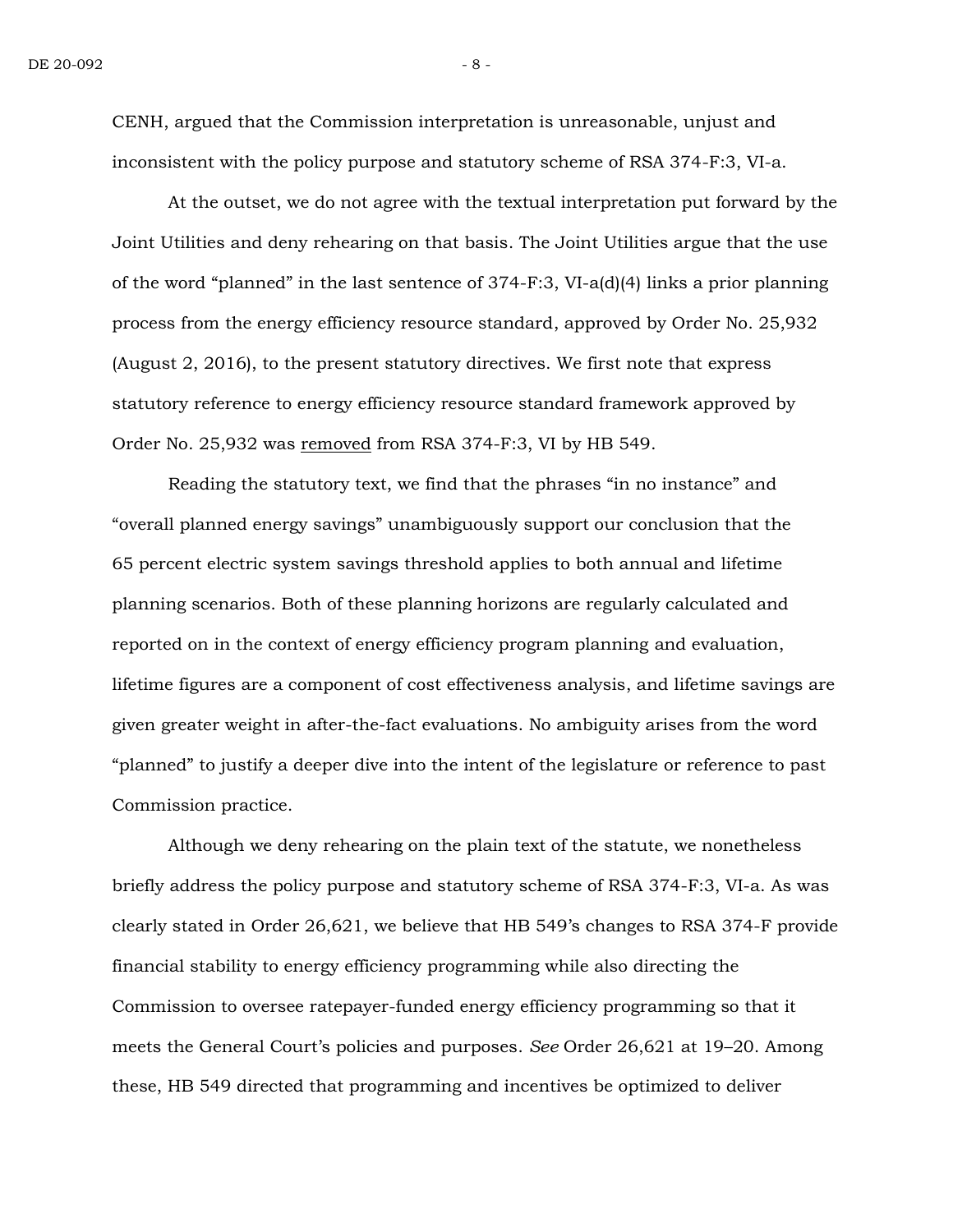CENH, argued that the Commission interpretation is unreasonable, unjust and inconsistent with the policy purpose and statutory scheme of RSA 374-F:3, VI-a.

At the outset, we do not agree with the textual interpretation put forward by the Joint Utilities and deny rehearing on that basis. The Joint Utilities argue that the use of the word "planned" in the last sentence of 374-F:3, VI-a(d)(4) links a prior planning process from the energy efficiency resource standard, approved by Order No. 25,932 (August 2, 2016), to the present statutory directives. We first note that express statutory reference to energy efficiency resource standard framework approved by Order No. 25,932 was <u>removed</u> from RSA 374-F:3, VI by HB 549.

Reading the statutory text, we find that the phrases "in no instance" and "overall planned energy savings" unambiguously support our conclusion that the 65 percent electric system savings threshold applies to both annual and lifetime planning scenarios. Both of these planning horizons are regularly calculated and reported on in the context of energy efficiency program planning and evaluation, lifetime figures are a component of cost effectiveness analysis, and lifetime savings are given greater weight in after-the-fact evaluations. No ambiguity arises from the word "planned" to justify a deeper dive into the intent of the legislature or reference to past Commission practice.

Although we deny rehearing on the plain text of the statute, we nonetheless briefly address the policy purpose and statutory scheme of RSA 374-F:3, VI-a. As was clearly stated in Order 26,621, we believe that HB 549's changes to RSA 374-F provide financial stability to energy efficiency programming while also directing the Commission to oversee ratepayer-funded energy efficiency programming so that it meets the General Court's policies and purposes. *See* Order 26,621 at 19–20. Among these, HB 549 directed that programming and incentives be optimized to deliver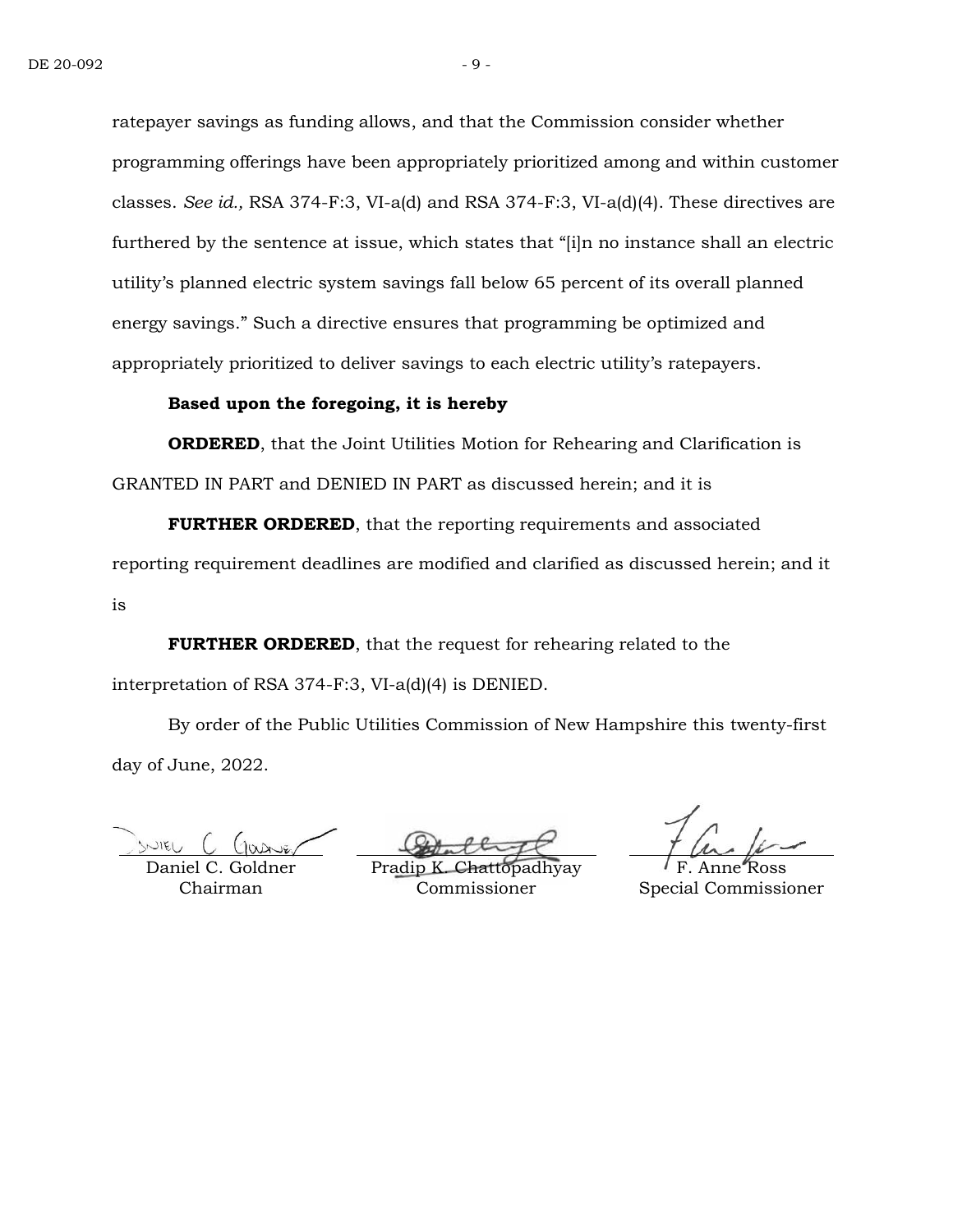ratepayer savings as funding allows, and that the Commission consider whether programming offerings have been appropriately prioritized among and within customer classes. *See id.,* RSA 374-F:3, VI-a(d) and RSA 374-F:3, VI-a(d)(4). These directives are furthered by the sentence at issue, which states that "[i]n no instance shall an electric utility's planned electric system savings fall below 65 percent of its overall planned energy savings." Such a directive ensures that programming be optimized and appropriately prioritized to deliver savings to each electric utility's ratepayers.

**Based upon the foregoing, it is hereby**

**ORDERED**, that the Joint Utilities Motion for Rehearing and Clarification is GRANTED IN PART and DENIED IN PART as discussed herein; and it is

**FURTHER ORDERED**, that the reporting requirements and associated reporting requirement deadlines are modified and clarified as discussed herein; and it is

**FURTHER ORDERED**, that the request for rehearing related to the interpretation of RSA 374-F:3, VI-a(d)(4) is DENIED.

By order of the Public Utilities Commission of New Hampshire this twenty-first day of June, 2022.

| | | |
|---|---|---|
| Daniel C. Goldner<br>Chairman | Pradip K. Chattopadhyay<br>Commissioner | F. Anne Ross<br>Special Commissioner |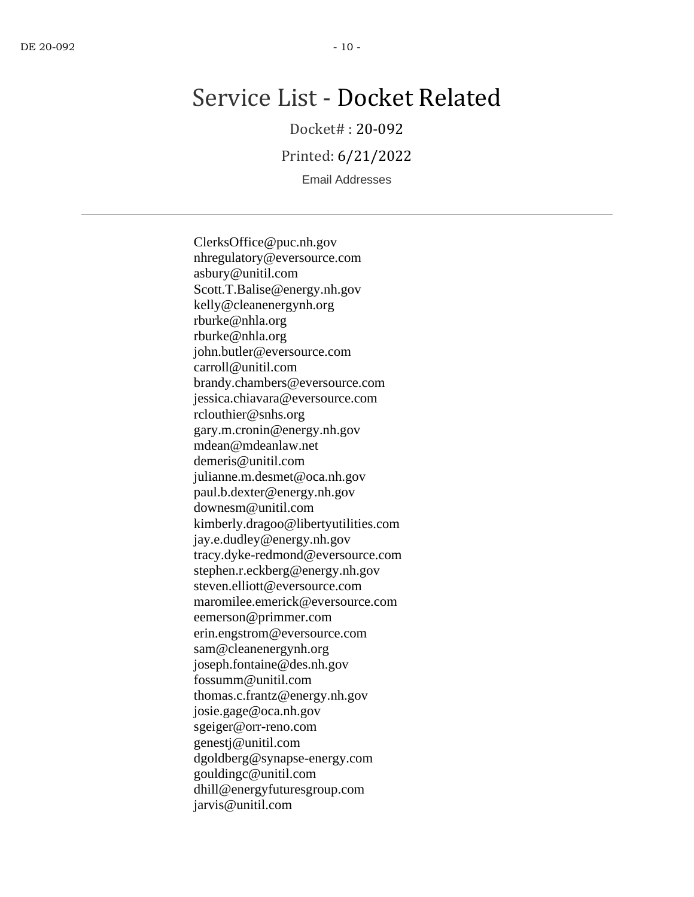# Service List - Docket Related

Docket# : 20-092

Printed: 6/21/2022

Email Addresses

---

ClerksOffice@puc.nh.gov
nhregulatory@eversource.com
asbury@unitil.com
Scott.T.Balise@energy.nh.gov
kelly@cleanenergynh.org
rburke@nhla.org
rburke@nhla.org
john.butler@eversource.com
carroll@unitil.com
brandy.chambers@eversource.com
jessica.chiavara@eversource.com
rclouthier@snhs.org
gary.m.cronin@energy.nh.gov
mdean@mdeanlaw.net
demeris@unitil.com
julianne.m.desmet@oca.nh.gov
paul.b.dexter@energy.nh.gov
downesm@unitil.com
kimberly.dragoo@libertyutilities.com
jay.e.dudley@energy.nh.gov
tracy.dyke-redmond@eversource.com
stephen.r.eckberg@energy.nh.gov
steven.elliott@eversource.com
maromilee.emerick@eversource.com
eemerson@primmer.com
erin.engstrom@eversource.com
sam@cleanenergynh.org
joseph.fontaine@des.nh.gov
fossumm@unitil.com
thomas.c.frantz@energy.nh.gov
josie.gage@oca.nh.gov
sgeiger@orr-reno.com
genestj@unitil.com
dgoldberg@synapse-energy.com
gouldingc@unitil.com
dhill@energyfuturesgroup.com
jarvis@unitil.com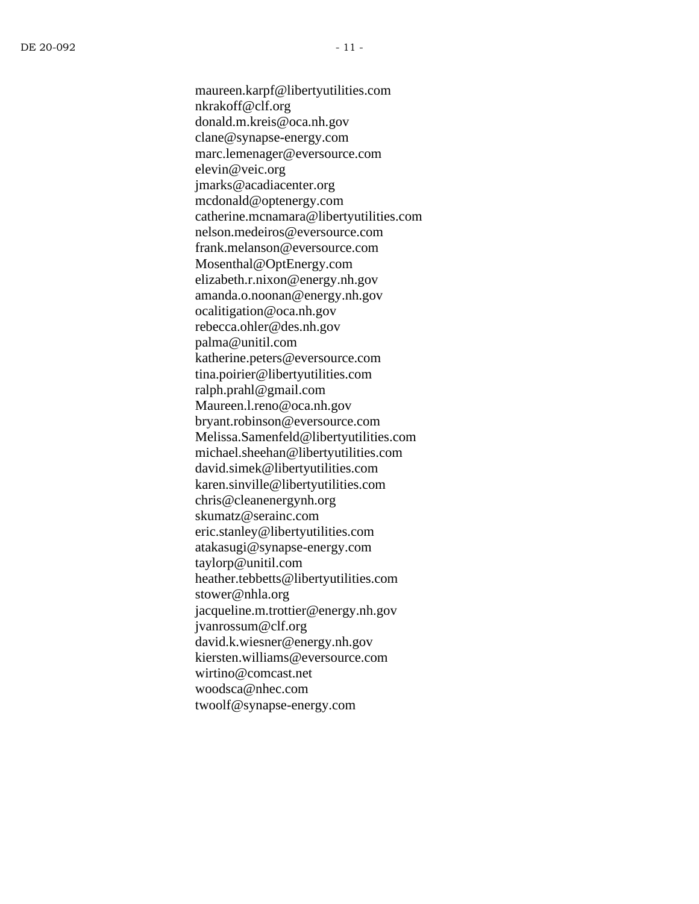maureen.karpf@libertyutilities.com
nkrakoff@clf.org
donald.m.kreis@oca.nh.gov
clane@synapse-energy.com
marc.lemenager@eversource.com
elevin@veic.org
jmarks@acadiacenter.org
mcdonald@optenergy.com
catherine.mcnamara@libertyutilities.com
nelson.medeiros@eversource.com
frank.melanson@eversource.com
Mosenthal@OptEnergy.com
elizabeth.r.nixon@energy.nh.gov
amanda.o.noonan@energy.nh.gov
ocalitigation@oca.nh.gov
rebecca.ohler@des.nh.gov
palma@unitil.com
katherine.peters@eversource.com
tina.poirier@libertyutilities.com
ralph.prahl@gmail.com
Maureen.l.reno@oca.nh.gov
bryant.robinson@eversource.com
Melissa.Samenfeld@libertyutilities.com
michael.sheehan@libertyutilities.com
david.simek@libertyutilities.com
karen.sinville@libertyutilities.com
chris@cleanenergynh.org
skumatz@serainc.com
eric.stanley@libertyutilities.com
atakasugi@synapse-energy.com
taylorp@unitil.com
heather.tebbetts@libertyutilities.com
stower@nhla.org
jacqueline.m.trottier@energy.nh.gov
jvanrossum@clf.org
david.k.wiesner@energy.nh.gov
kiersten.williams@eversource.com
wirtino@comcast.net
woodsca@nhec.com
twoolf@synapse-energy.com